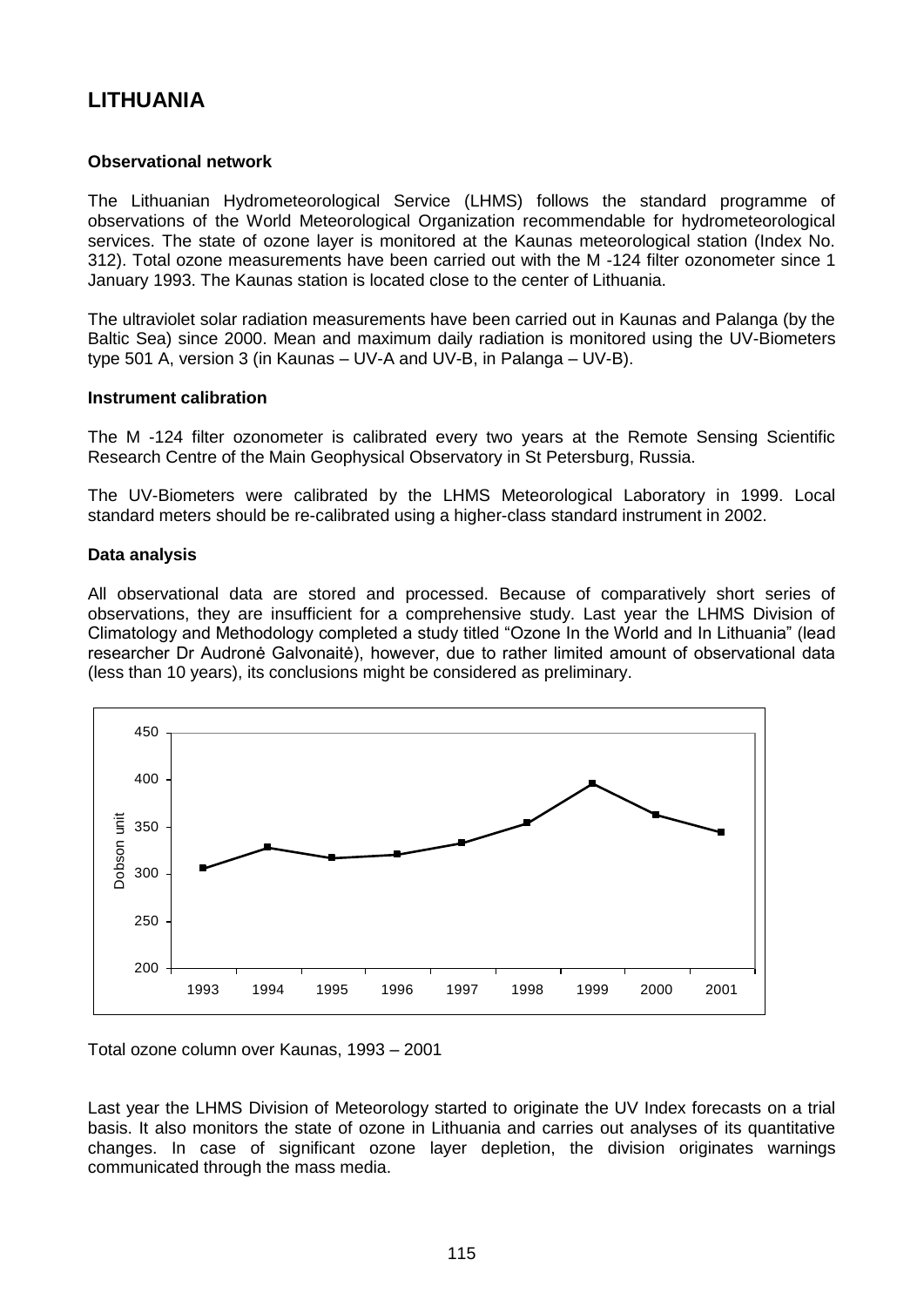# LITHUANIA

### Observational network

The Lithuanian Hydrometeorological Service (LHMS) follows the standard programme of observations of the World Meteorological Organization recommendable for hydrometeorological services. The state of ozone layer is monitored at the Kaunas meteorological station (Index No. 312). Total ozone measurements have been carried out with the M -124 filter ozonometer since 1 January 1993. The Kaunas station is located close to the center of Lithuania.

The ultraviolet solar radiation measurements have been carried out in Kaunas and Palanga (by the Baltic Sea) since 2000. Mean and maximum daily radiation is monitored using the UV-Biometers type 501 A, version 3 (in Kaunas – UV-A and UV-B, in Palanga – UV-B).

### Instrument calibration

The M -124 filter ozonometer is calibrated every two years at the Remote Sensing Scientific Research Centre of the Main Geophysical Observatory in St Petersburg, Russia.

The UV-Biometers were calibrated by the LHMS Meteorological Laboratory in 1999. Local standard meters should be re-calibrated using a higher-class standard instrument in 2002.

### Data analysis

All observational data are stored and processed. Because of comparatively short series of observations, they are insufficient for a comprehensive study. Last year the LHMS Division of Climatology and Methodology completed a study titled "Ozone In the World and In Lithuania" (lead researcher Dr Audronė Galvonaitė), however, due to rather limited amount of observational data (less than 10 years), its conclusions might be considered as preliminary.

Total ozone column over Kaunas, 1993 – 2001

Last year the LHMS Division of Meteorology started to originate the UV Index forecasts on a trial basis. It also monitors the state of ozone in Lithuania and carries out analyses of its quantitative changes. In case of significant ozone layer depletion, the division originates warnings communicated through the mass media.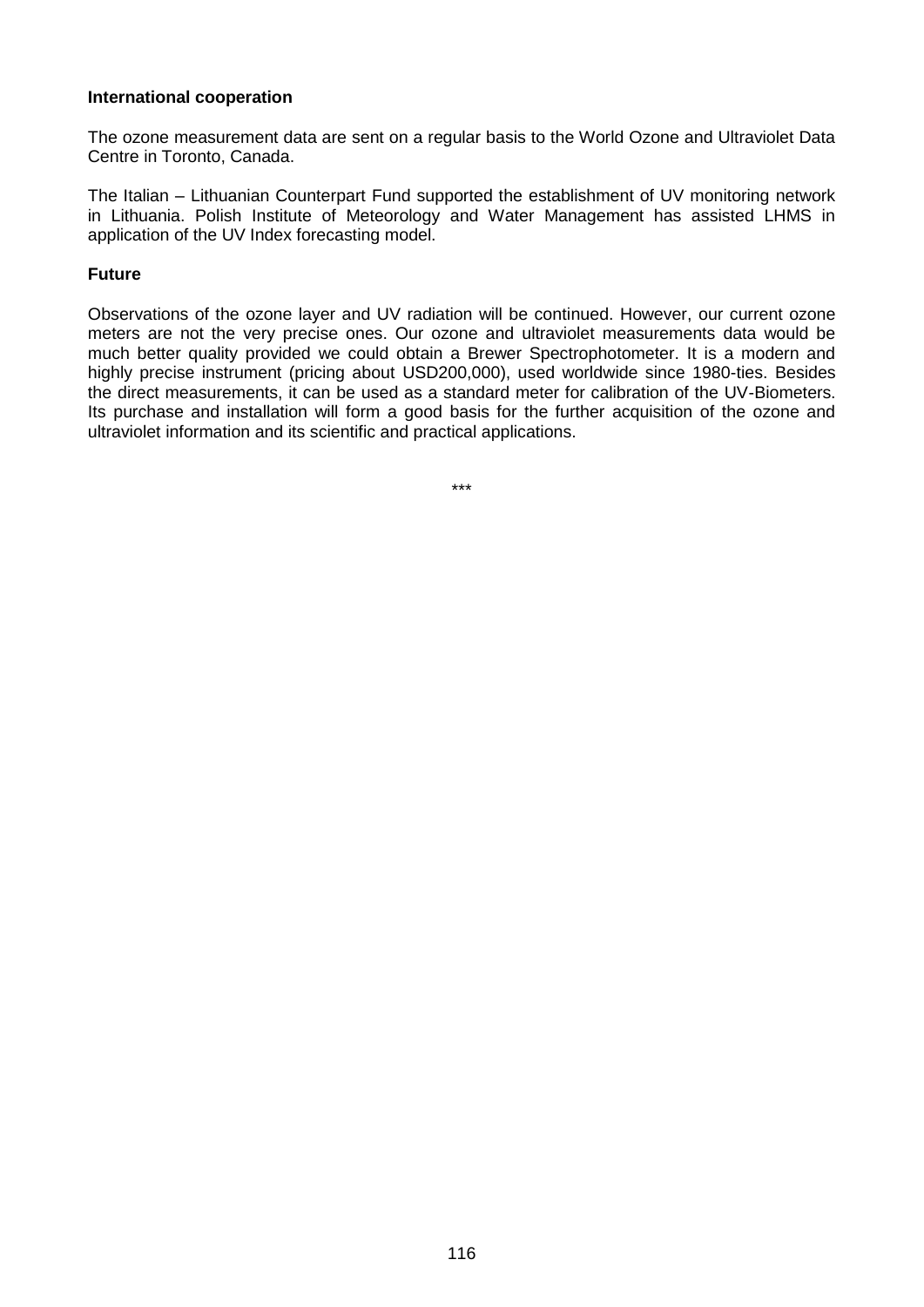**International cooperation**

The ozone measurement data are sent on a regular basis to the World Ozone and Ultraviolet Data Centre in Toronto, Canada.

The Italian – Lithuanian Counterpart Fund supported the establishment of UV monitoring network in Lithuania. Polish Institute of Meteorology and Water Management has assisted LHMS in application of the UV Index forecasting model.

**Future**

Observations of the ozone layer and UV radiation will be continued. However, our current ozone meters are not the very precise ones. Our ozone and ultraviolet measurements data would be much better quality provided we could obtain a Brewer Spectrophotometer. It is a modern and highly precise instrument (pricing about USD200,000), used worldwide since 1980-ties. Besides the direct measurements, it can be used as a standard meter for calibration of the UV-Biometers. Its purchase and installation will form a good basis for the further acquisition of the ozone and ultraviolet information and its scientific and practical applications.

\*\*\*